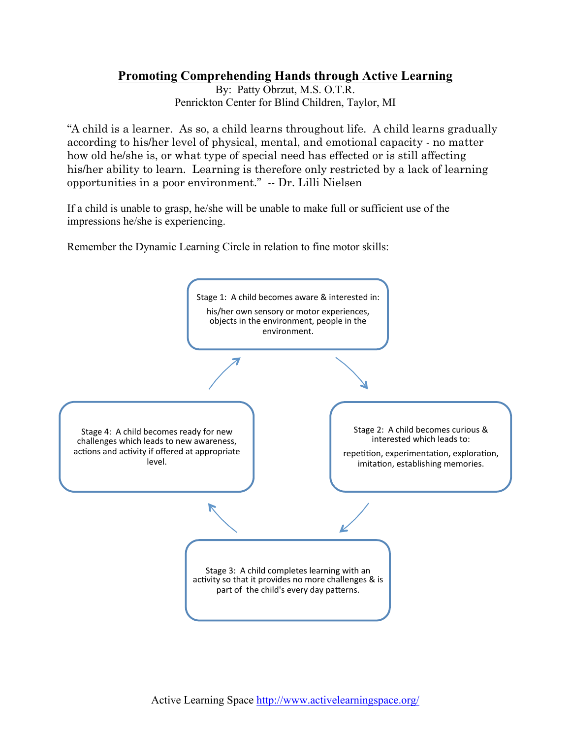# Promoting Comprehending Hands through Active Learning

By: Patty Obrzut, M.S. O.T.R.
Penrickton Center for Blind Children, Taylor, MI

"A child is a learner. As so, a child learns throughout life. A child learns gradually according to his/her level of physical, mental, and emotional capacity - no matter how old he/she is, or what type of special need has effected or is still affecting his/her ability to learn. Learning is therefore only restricted by a lack of learning opportunities in a poor environment." -- Dr. Lilli Nielsen

If a child is unable to grasp, he/she will be unable to make full or sufficient use of the impressions he/she is experiencing.

Remember the Dynamic Learning Circle in relation to fine motor skills:

Stage 1: A child becomes aware & interested in:

his/her own sensory or motor experiences, objects in the environment, people in the environment.

Stage 2: A child becomes curious & interested which leads to:

repetition, experimentation, exploration, imitation, establishing memories.

Stage 3: A child completes learning with an activity so that it provides no more challenges & is part of the child's every day patterns.

Stage 4: A child becomes ready for new challenges which leads to new awareness, actions and activity if offered at appropriate level.

Active Learning Space http://www.activelearningspace.org/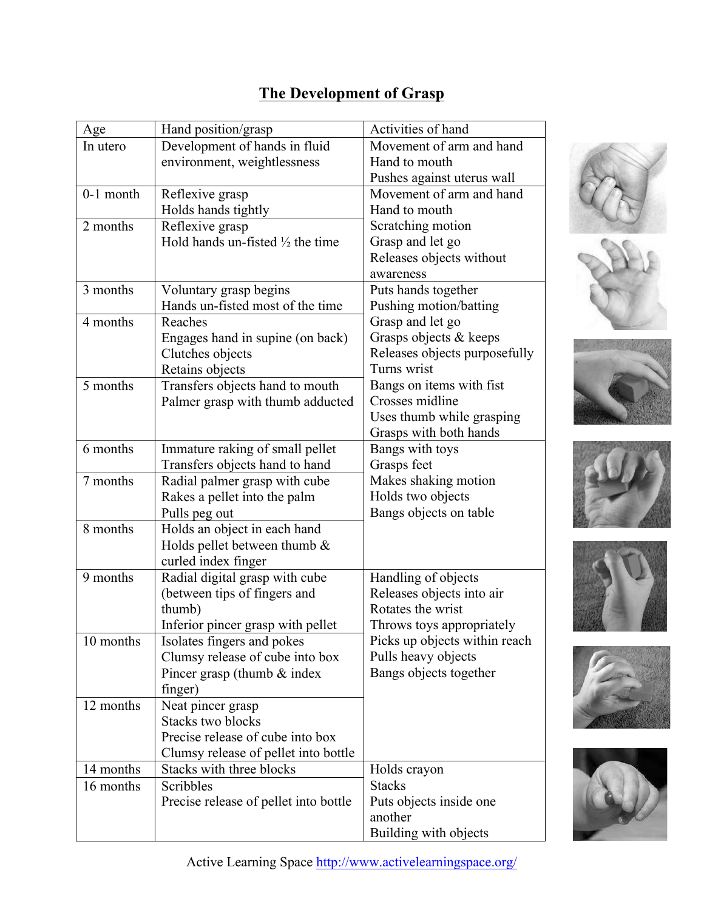# The Development of Grasp

| Age | Hand position/grasp | Activities of hand |
|---|---|---|
| In utero | Development of hands in fluid environment, weightlessness | Movement of arm and hand<br>Hand to mouth<br>Pushes against uterus wall |
| 0-1 month | Reflexive grasp<br>Holds hands tightly | Movement of arm and hand<br>Hand to mouth<br>Scratching motion<br>Grasp and let go<br>Releases objects without awareness |
| 2 months | Reflexive grasp<br>Hold hands un-fisted ½ the time | |
| 3 months | Voluntary grasp begins<br>Hands un-fisted most of the time | Puts hands together<br>Pushing motion/batting<br>Grasp and let go<br>Grasps objects & keeps<br>Releases objects purposefully<br>Turns wrist<br>Bangs on items with fist<br>Crosses midline<br>Uses thumb while grasping<br>Grasps with both hands |
| 4 months | Reaches<br>Engages hand in supine (on back)<br>Clutches objects<br>Retains objects | |
| 5 months | Transfers objects hand to mouth<br>Palmer grasp with thumb adducted | |
| 6 months | Immature raking of small pellet<br>Transfers objects hand to hand | Bangs with toys<br>Grasps feet<br>Makes shaking motion<br>Holds two objects<br>Bangs objects on table |
| 7 months | Radial palmer grasp with cube<br>Rakes a pellet into the palm<br>Pulls peg out | |
| 8 months | Holds an object in each hand<br>Holds pellet between thumb & curled index finger | |
| 9 months | Radial digital grasp with cube (between tips of fingers and thumb)<br>Inferior pincer grasp with pellet | Handling of objects<br>Releases objects into air<br>Rotates the wrist<br>Throws toys appropriately<br>Picks up objects within reach<br>Pulls heavy objects<br>Bangs objects together |
| 10 months | Isolates fingers and pokes<br>Clumsy release of cube into box<br>Pincer grasp (thumb & index finger) | |
| 12 months | Neat pincer grasp<br>Stacks two blocks<br>Precise release of cube into box<br>Clumsy release of pellet into bottle | |
| 14 months | Stacks with three blocks | Holds crayon<br>Stacks<br>Puts objects inside one another<br>Building with objects |
| 16 months | Scribbles<br>Precise release of pellet into bottle | |

Active Learning Space http://www.activelearningspace.org/